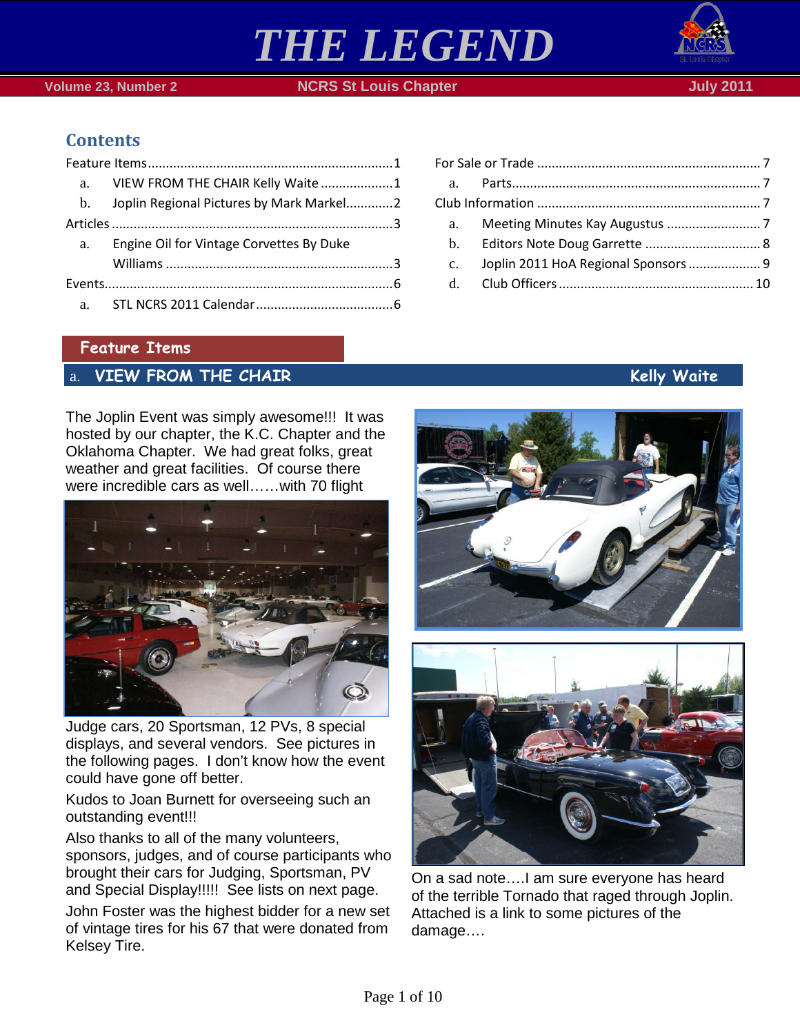# THE LEGEND

**Volume 23, Number 2** | **NCRS St Louis Chapter** | **July 2011**

## Contents

- Feature Items ........ 1
  - a. VIEW FROM THE CHAIR Kelly Waite ........ 1
  - b. Joplin Regional Pictures by Mark Markel ........ 2
- Articles ........ 3
  - a. Engine Oil for Vintage Corvettes By Duke Williams ........ 3
- Events ........ 6
  - a. STL NCRS 2011 Calendar ........ 6
- For Sale or Trade ........ 7
  - a. Parts ........ 7
- Club Information ........ 7
  - a. Meeting Minutes Kay Augustus ........ 7
  - b. Editors Note Doug Garrette ........ 8
  - c. Joplin 2011 HoA Regional Sponsors ........ 9
  - d. Club Officers ........ 10

## Feature Items

### a. VIEW FROM THE CHAIR — Kelly Waite

The Joplin Event was simply awesome!!! It was hosted by our chapter, the K.C. Chapter and the Oklahoma Chapter. We had great folks, great weather and great facilities. Of course there were incredible cars as well……with 70 flight Judge cars, 20 Sportsman, 12 PVs, 8 special displays, and several vendors. See pictures in the following pages. I don't know how the event could have gone off better.

Kudos to Joan Burnett for overseeing such an outstanding event!!!

Also thanks to all of the many volunteers, sponsors, judges, and of course participants who brought their cars for Judging, Sportsman, PV and Special Display!!!!! See lists on next page.

John Foster was the highest bidder for a new set of vintage tires for his 67 that were donated from Kelsey Tire.

On a sad note….I am sure everyone has heard of the terrible Tornado that raged through Joplin. Attached is a link to some pictures of the damage….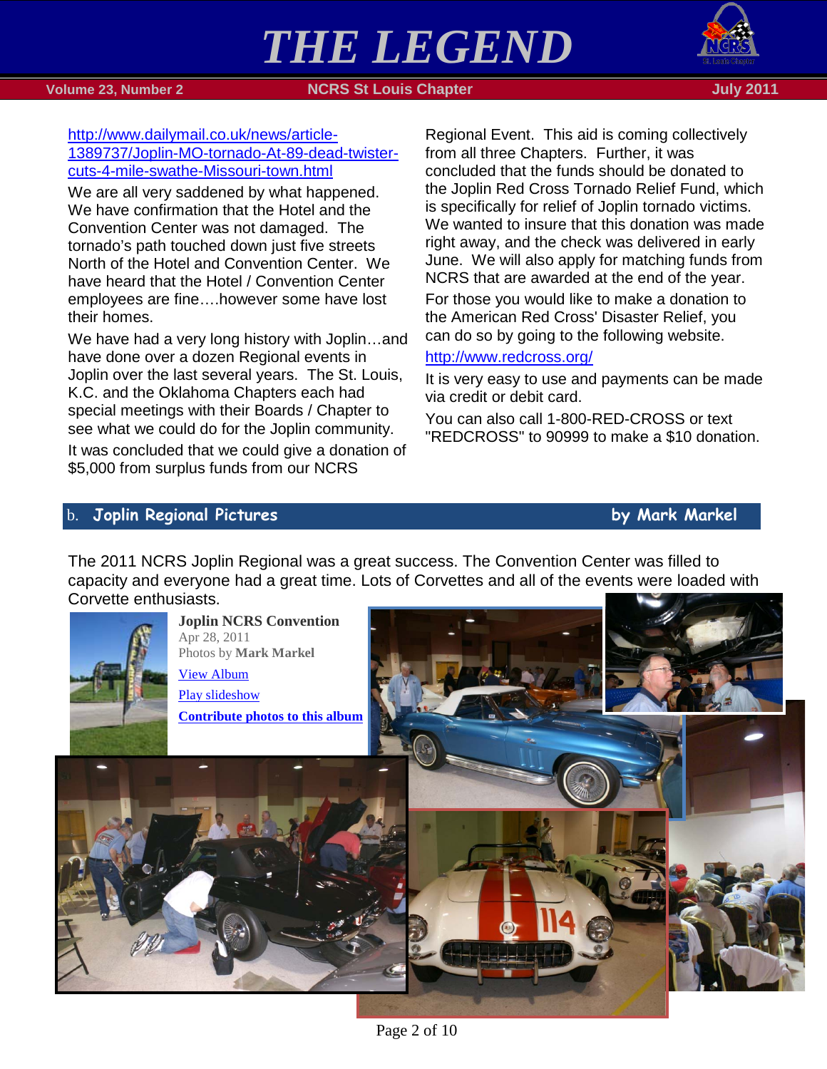http://www.dailymail.co.uk/news/article-1389737/Joplin-MO-tornado-At-89-dead-twister-cuts-4-mile-swathe-Missouri-town.html

We are all very saddened by what happened. We have confirmation that the Hotel and the Convention Center was not damaged. The tornado's path touched down just five streets North of the Hotel and Convention Center. We have heard that the Hotel / Convention Center employees are fine….however some have lost their homes.

We have had a very long history with Joplin…and have done over a dozen Regional events in Joplin over the last several years. The St. Louis, K.C. and the Oklahoma Chapters each had special meetings with their Boards / Chapter to see what we could do for the Joplin community.

It was concluded that we could give a donation of $5,000 from surplus funds from our NCRS Regional Event. This aid is coming collectively from all three Chapters. Further, it was concluded that the funds should be donated to the Joplin Red Cross Tornado Relief Fund, which is specifically for relief of Joplin tornado victims. We wanted to insure that this donation was made right away, and the check was delivered in early June. We will also apply for matching funds from NCRS that are awarded at the end of the year.

For those you would like to make a donation to the American Red Cross' Disaster Relief, you can do so by going to the following website.

http://www.redcross.org/

It is very easy to use and payments can be made via credit or debit card.

You can also call 1-800-RED-CROSS or text "REDCROSS" to 90999 to make a $10 donation.

## b. Joplin Regional Pictures — by Mark Markel

The 2011 NCRS Joplin Regional was a great success. The Convention Center was filled to capacity and everyone had a great time. Lots of Corvettes and all of the events were loaded with Corvette enthusiasts.

**Joplin NCRS Convention**
Apr 28, 2011
Photos by **Mark Markel**

View Album

Play slideshow

**Contribute photos to this album**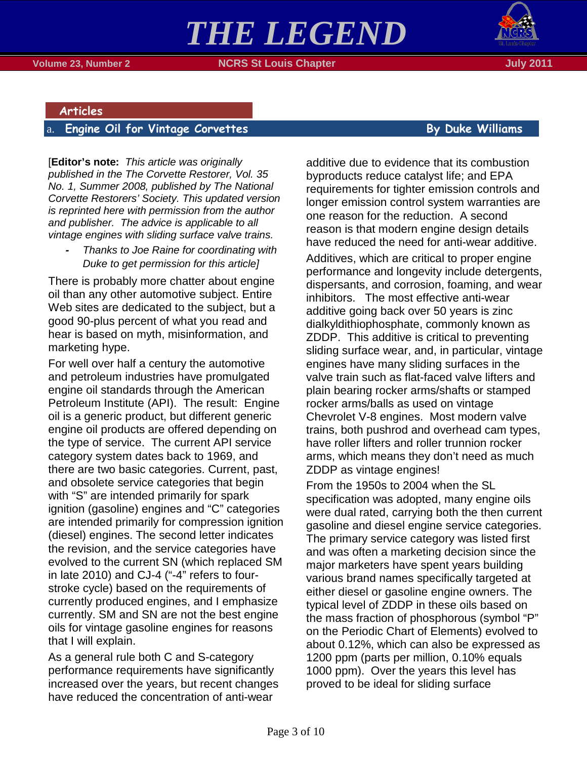## Articles

### a. Engine Oil for Vintage Corvettes

**By Duke Williams**

[**Editor's note:** *This article was originally published in the The Corvette Restorer, Vol. 35 No. 1, Summer 2008, published by The National Corvette Restorers' Society. This updated version is reprinted here with permission from the author and publisher. The advice is applicable to all vintage engines with sliding surface valve trains.*

- *Thanks to Joe Raine for coordinating with Duke to get permission for this article]*

There is probably more chatter about engine oil than any other automotive subject. Entire Web sites are dedicated to the subject, but a good 90-plus percent of what you read and hear is based on myth, misinformation, and marketing hype.

For well over half a century the automotive and petroleum industries have promulgated engine oil standards through the American Petroleum Institute (API). The result: Engine oil is a generic product, but different generic engine oil products are offered depending on the type of service. The current API service category system dates back to 1969, and there are two basic categories. Current, past, and obsolete service categories that begin with "S" are intended primarily for spark ignition (gasoline) engines and "C" categories are intended primarily for compression ignition (diesel) engines. The second letter indicates the revision, and the service categories have evolved to the current SN (which replaced SM in late 2010) and CJ-4 ("-4" refers to four-stroke cycle) based on the requirements of currently produced engines, and I emphasize currently. SM and SN are not the best engine oils for vintage gasoline engines for reasons that I will explain.

As a general rule both C and S-category performance requirements have significantly increased over the years, but recent changes have reduced the concentration of anti-wear additive due to evidence that its combustion byproducts reduce catalyst life; and EPA requirements for tighter emission controls and longer emission control system warranties are one reason for the reduction. A second reason is that modern engine design details have reduced the need for anti-wear additive.

Additives, which are critical to proper engine performance and longevity include detergents, dispersants, and corrosion, foaming, and wear inhibitors. The most effective anti-wear additive going back over 50 years is zinc dialkyldithiophosphate, commonly known as ZDDP. This additive is critical to preventing sliding surface wear, and, in particular, vintage engines have many sliding surfaces in the valve train such as flat-faced valve lifters and plain bearing rocker arms/shafts or stamped rocker arms/balls as used on vintage Chevrolet V-8 engines. Most modern valve trains, both pushrod and overhead cam types, have roller lifters and roller trunnion rocker arms, which means they don't need as much ZDDP as vintage engines!

From the 1950s to 2004 when the SL specification was adopted, many engine oils were dual rated, carrying both the then current gasoline and diesel engine service categories. The primary service category was listed first and was often a marketing decision since the major marketers have spent years building various brand names specifically targeted at either diesel or gasoline engine owners. The typical level of ZDDP in these oils based on the mass fraction of phosphorous (symbol "P" on the Periodic Chart of Elements) evolved to about 0.12%, which can also be expressed as 1200 ppm (parts per million, 0.10% equals 1000 ppm). Over the years this level has proved to be ideal for sliding surface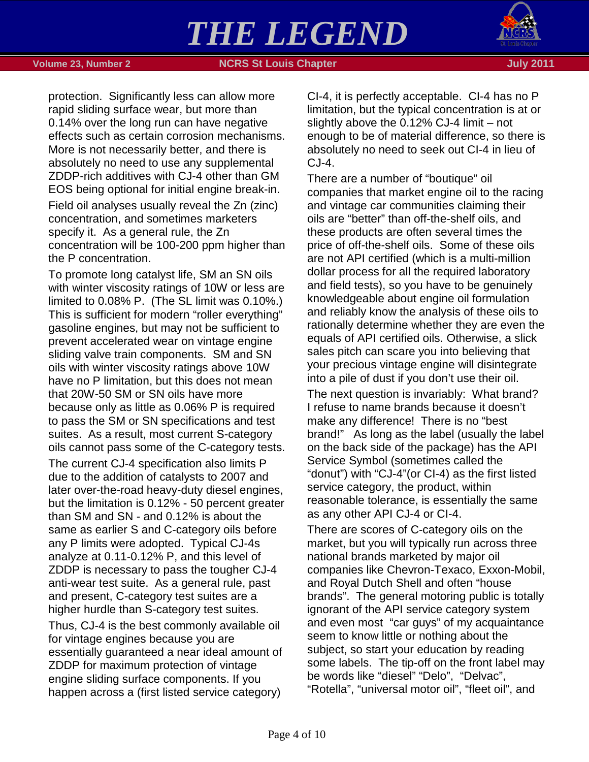protection. Significantly less can allow more rapid sliding surface wear, but more than 0.14% over the long run can have negative effects such as certain corrosion mechanisms. More is not necessarily better, and there is absolutely no need to use any supplemental ZDDP-rich additives with CJ-4 other than GM EOS being optional for initial engine break-in.

Field oil analyses usually reveal the Zn (zinc) concentration, and sometimes marketers specify it. As a general rule, the Zn concentration will be 100-200 ppm higher than the P concentration.

To promote long catalyst life, SM an SN oils with winter viscosity ratings of 10W or less are limited to 0.08% P. (The SL limit was 0.10%.) This is sufficient for modern "roller everything" gasoline engines, but may not be sufficient to prevent accelerated wear on vintage engine sliding valve train components. SM and SN oils with winter viscosity ratings above 10W have no P limitation, but this does not mean that 20W-50 SM or SN oils have more because only as little as 0.06% P is required to pass the SM or SN specifications and test suites. As a result, most current S-category oils cannot pass some of the C-category tests.

The current CJ-4 specification also limits P due to the addition of catalysts to 2007 and later over-the-road heavy-duty diesel engines, but the limitation is 0.12% - 50 percent greater than SM and SN - and 0.12% is about the same as earlier S and C-category oils before any P limits were adopted. Typical CJ-4s analyze at 0.11-0.12% P, and this level of ZDDP is necessary to pass the tougher CJ-4 anti-wear test suite. As a general rule, past and present, C-category test suites are a higher hurdle than S-category test suites.

Thus, CJ-4 is the best commonly available oil for vintage engines because you are essentially guaranteed a near ideal amount of ZDDP for maximum protection of vintage engine sliding surface components. If you happen across a (first listed service category) CI-4, it is perfectly acceptable. CI-4 has no P limitation, but the typical concentration is at or slightly above the 0.12% CJ-4 limit – not enough to be of material difference, so there is absolutely no need to seek out CI-4 in lieu of CJ-4.

There are a number of "boutique" oil companies that market engine oil to the racing and vintage car communities claiming their oils are "better" than off-the-shelf oils, and these products are often several times the price of off-the-shelf oils. Some of these oils are not API certified (which is a multi-million dollar process for all the required laboratory and field tests), so you have to be genuinely knowledgeable about engine oil formulation and reliably know the analysis of these oils to rationally determine whether they are even the equals of API certified oils. Otherwise, a slick sales pitch can scare you into believing that your precious vintage engine will disintegrate into a pile of dust if you don't use their oil.

The next question is invariably: What brand? I refuse to name brands because it doesn't make any difference! There is no "best brand!" As long as the label (usually the label on the back side of the package) has the API Service Symbol (sometimes called the "donut") with "CJ-4"(or CI-4) as the first listed service category, the product, within reasonable tolerance, is essentially the same as any other API CJ-4 or CI-4.

There are scores of C-category oils on the market, but you will typically run across three national brands marketed by major oil companies like Chevron-Texaco, Exxon-Mobil, and Royal Dutch Shell and often "house brands". The general motoring public is totally ignorant of the API service category system and even most "car guys" of my acquaintance seem to know little or nothing about the subject, so start your education by reading some labels. The tip-off on the front label may be words like "diesel" "Delo", "Delvac", "Rotella", "universal motor oil", "fleet oil", and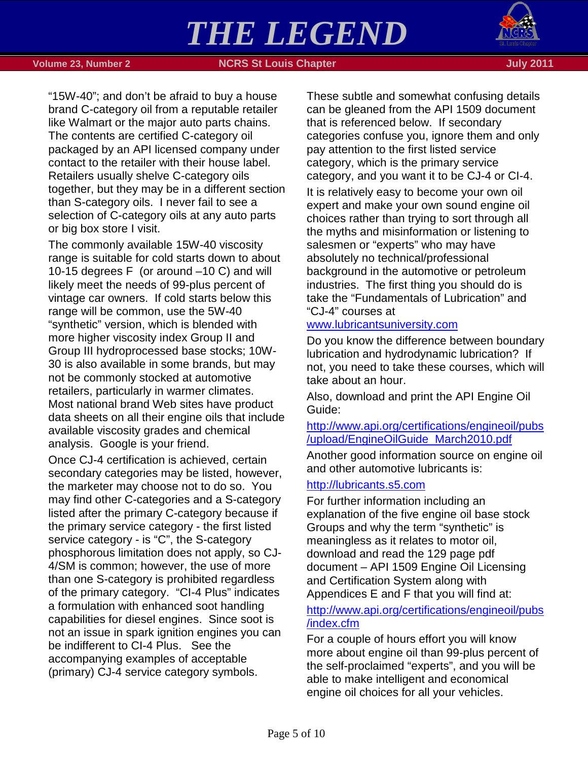“15W-40”; and don’t be afraid to buy a house brand C-category oil from a reputable retailer like Walmart or the major auto parts chains. The contents are certified C-category oil packaged by an API licensed company under contact to the retailer with their house label. Retailers usually shelve C-category oils together, but they may be in a different section than S-category oils. I never fail to see a selection of C-category oils at any auto parts or big box store I visit.

The commonly available 15W-40 viscosity range is suitable for cold starts down to about 10-15 degrees F (or around –10 C) and will likely meet the needs of 99-plus percent of vintage car owners. If cold starts below this range will be common, use the 5W-40 “synthetic” version, which is blended with more higher viscosity index Group II and Group III hydroprocessed base stocks; 10W-30 is also available in some brands, but may not be commonly stocked at automotive retailers, particularly in warmer climates. Most national brand Web sites have product data sheets on all their engine oils that include available viscosity grades and chemical analysis. Google is your friend.

Once CJ-4 certification is achieved, certain secondary categories may be listed, however, the marketer may choose not to do so. You may find other C-categories and a S-category listed after the primary C-category because if the primary service category - the first listed service category - is “C”, the S-category phosphorous limitation does not apply, so CJ-4/SM is common; however, the use of more than one S-category is prohibited regardless of the primary category. “CI-4 Plus” indicates a formulation with enhanced soot handling capabilities for diesel engines. Since soot is not an issue in spark ignition engines you can be indifferent to CI-4 Plus. See the accompanying examples of acceptable (primary) CJ-4 service category symbols.

These subtle and somewhat confusing details can be gleaned from the API 1509 document that is referenced below. If secondary categories confuse you, ignore them and only pay attention to the first listed service category, which is the primary service category, and you want it to be CJ-4 or CI-4.

It is relatively easy to become your own oil expert and make your own sound engine oil choices rather than trying to sort through all the myths and misinformation or listening to salesmen or “experts” who may have absolutely no technical/professional background in the automotive or petroleum industries. The first thing you should do is take the “Fundamentals of Lubrication” and “CJ-4” courses at

www.lubricantsuniversity.com

Do you know the difference between boundary lubrication and hydrodynamic lubrication? If not, you need to take these courses, which will take about an hour.

Also, download and print the API Engine Oil Guide:

http://www.api.org/certifications/engineoil/pubs/upload/EngineOilGuide_March2010.pdf

Another good information source on engine oil and other automotive lubricants is:

http://lubricants.s5.com

For further information including an explanation of the five engine oil base stock Groups and why the term “synthetic” is meaningless as it relates to motor oil, download and read the 129 page pdf document – API 1509 Engine Oil Licensing and Certification System along with Appendices E and F that you will find at:

http://www.api.org/certifications/engineoil/pubs/index.cfm

For a couple of hours effort you will know more about engine oil than 99-plus percent of the self-proclaimed “experts”, and you will be able to make intelligent and economical engine oil choices for all your vehicles.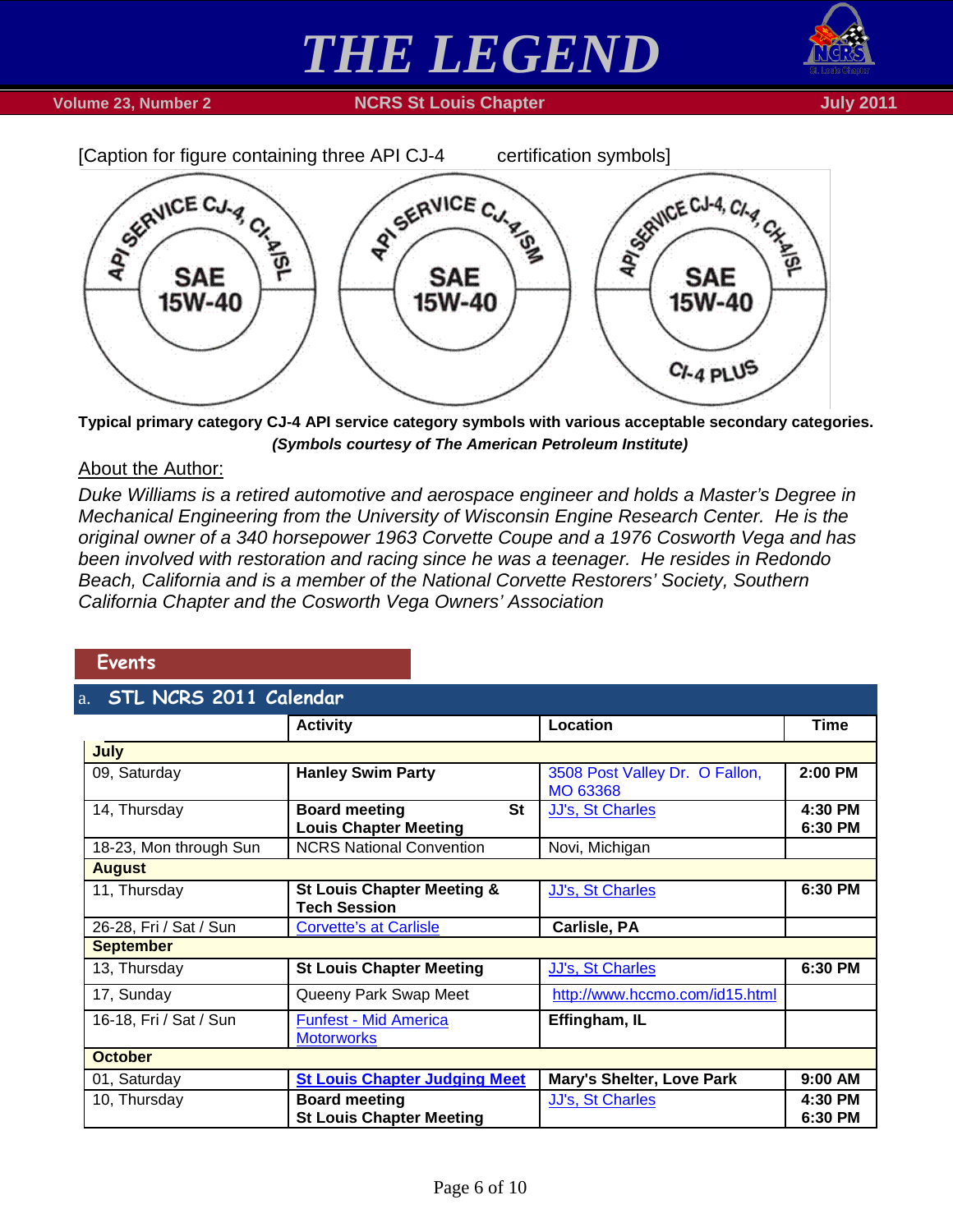[Caption for figure containing three API CJ-4 certification symbols]

**Typical primary category CJ-4 API service category symbols with various acceptable secondary categories.**
***(Symbols courtesy of The American Petroleum Institute)***

About the Author:

*Duke Williams is a retired automotive and aerospace engineer and holds a Master's Degree in Mechanical Engineering from the University of Wisconsin Engine Research Center. He is the original owner of a 340 horsepower 1963 Corvette Coupe and a 1976 Cosworth Vega and has been involved with restoration and racing since he was a teenager. He resides in Redondo Beach, California and is a member of the National Corvette Restorers' Society, Southern California Chapter and the Cosworth Vega Owners' Association*

## Events

### a. STL NCRS 2011 Calendar

| | Activity | Location | Time |
|---|---|---|---|
| **July** | | | |
| 09, Saturday | **Hanley Swim Party** | 3508 Post Valley Dr. O Fallon, MO 63368 | **2:00 PM** |
| 14, Thursday | **Board meeting St Louis Chapter Meeting** | JJ's, St Charles | **4:30 PM 6:30 PM** |
| 18-23, Mon through Sun | NCRS National Convention | Novi, Michigan | |
| **August** | | | |
| 11, Thursday | **St Louis Chapter Meeting & Tech Session** | JJ's, St Charles | **6:30 PM** |
| 26-28, Fri / Sat / Sun | Corvette's at Carlisle | **Carlisle, PA** | |
| **September** | | | |
| 13, Thursday | **St Louis Chapter Meeting** | JJ's, St Charles | **6:30 PM** |
| 17, Sunday | Queeny Park Swap Meet | http://www.hccmo.com/id15.html | |
| 16-18, Fri / Sat / Sun | Funfest - Mid America Motorworks | **Effingham, IL** | |
| **October** | | | |
| 01, Saturday | **St Louis Chapter Judging Meet** | **Mary's Shelter, Love Park** | **9:00 AM** |
| 10, Thursday | **Board meeting St Louis Chapter Meeting** | JJ's, St Charles | **4:30 PM 6:30 PM** |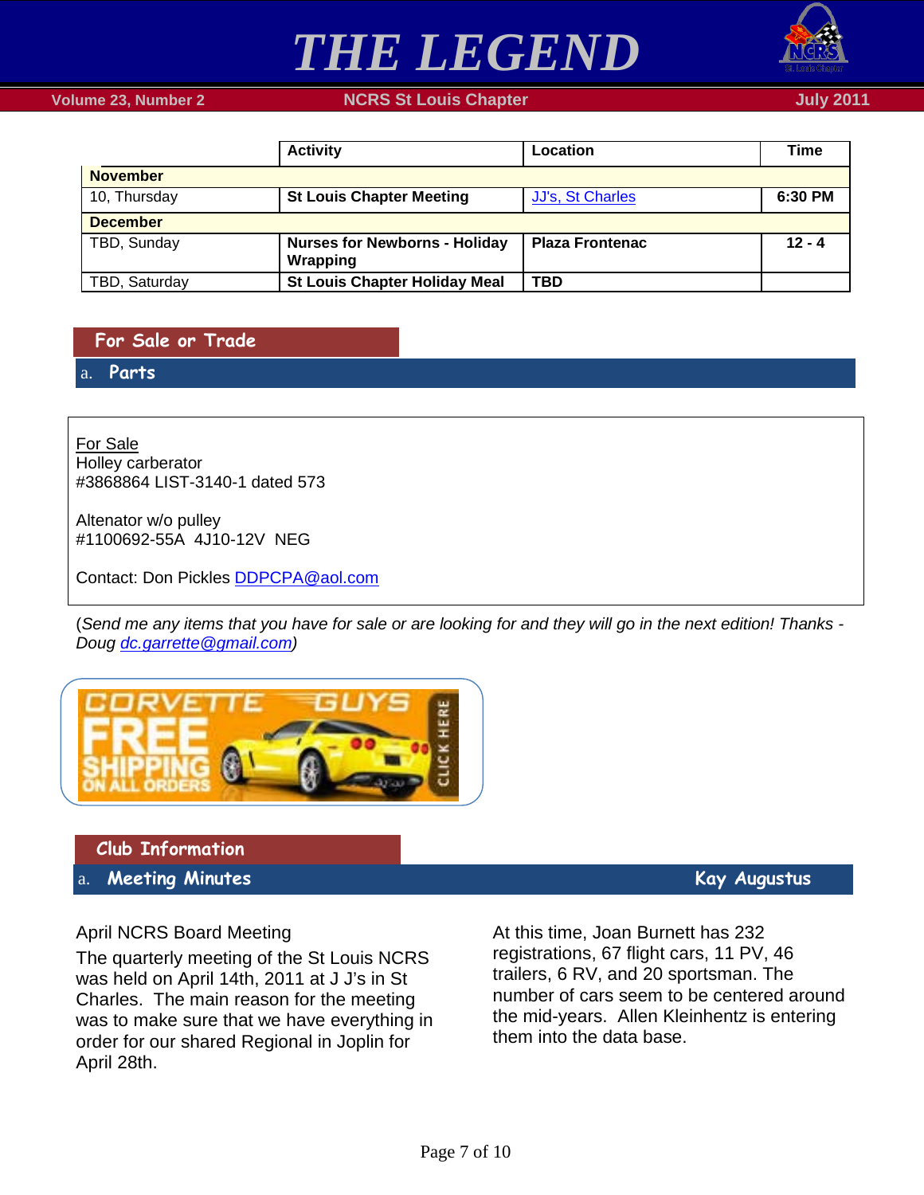| | Activity | Location | Time |
|---|---|---|---|
| **November** | | | |
| 10, Thursday | **St Louis Chapter Meeting** | JJ's, St Charles | **6:30 PM** |
| **December** | | | |
| TBD, Sunday | **Nurses for Newborns - Holiday Wrapping** | **Plaza Frontenac** | **12 - 4** |
| TBD, Saturday | **St Louis Chapter Holiday Meal** | **TBD** | |

## For Sale or Trade

### a. Parts

For Sale
Holley carberator
#3868864 LIST-3140-1 dated 573

Altenator w/o pulley
#1100692-55A 4J10-12V NEG

Contact: Don Pickles DDPCPA@aol.com

(*Send me any items that you have for sale or are looking for and they will go in the next edition! Thanks - Doug dc.garrette@gmail.com*)

## Club Information

### a. Meeting Minutes — Kay Augustus

April NCRS Board Meeting

The quarterly meeting of the St Louis NCRS was held on April 14th, 2011 at J J's in St Charles. The main reason for the meeting was to make sure that we have everything in order for our shared Regional in Joplin for April 28th.

At this time, Joan Burnett has 232 registrations, 67 flight cars, 11 PV, 46 trailers, 6 RV, and 20 sportsman. The number of cars seem to be centered around the mid-years. Allen Kleinhentz is entering them into the data base.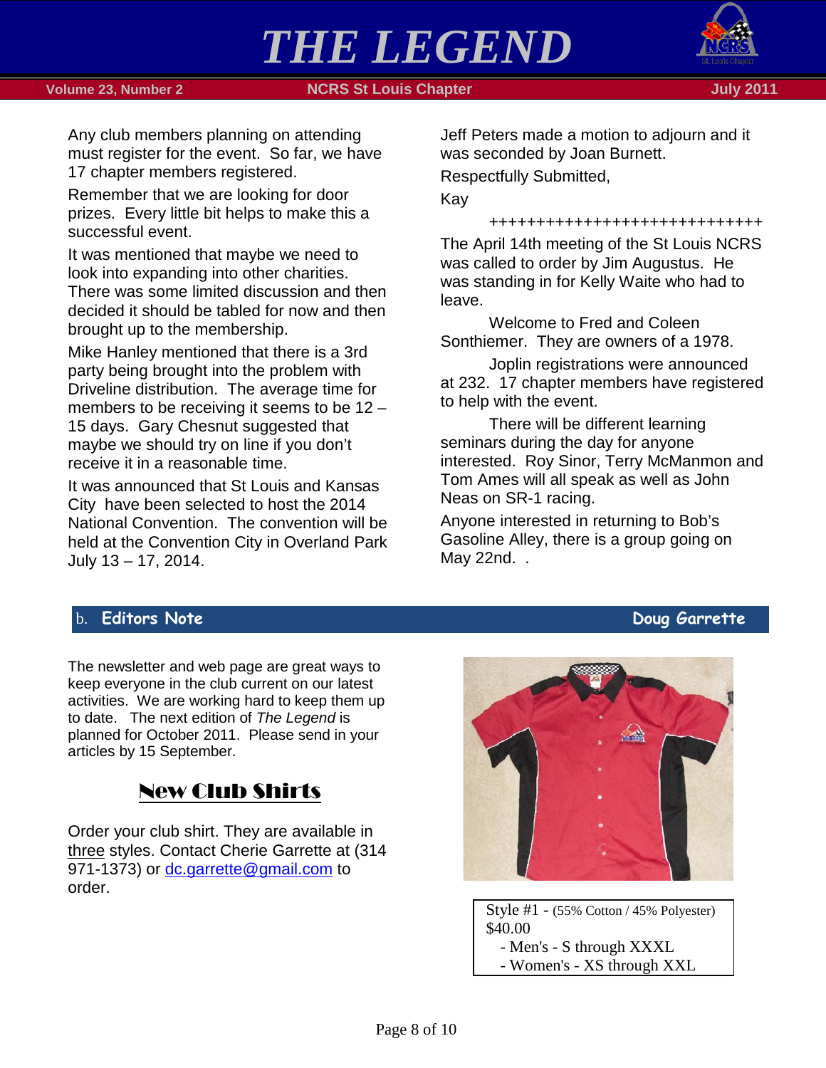Any club members planning on attending must register for the event. So far, we have 17 chapter members registered.

Remember that we are looking for door prizes. Every little bit helps to make this a successful event.

It was mentioned that maybe we need to look into expanding into other charities. There was some limited discussion and then decided it should be tabled for now and then brought up to the membership.

Mike Hanley mentioned that there is a 3rd party being brought into the problem with Driveline distribution. The average time for members to be receiving it seems to be 12 – 15 days. Gary Chesnut suggested that maybe we should try on line if you don't receive it in a reasonable time.

It was announced that St Louis and Kansas City have been selected to host the 2014 National Convention. The convention will be held at the Convention City in Overland Park July 13 – 17, 2014.

Jeff Peters made a motion to adjourn and it was seconded by Joan Burnett.

Respectfully Submitted,

Kay

++++++++++++++++++++++++++++++

The April 14th meeting of the St Louis NCRS was called to order by Jim Augustus. He was standing in for Kelly Waite who had to leave.

Welcome to Fred and Coleen Sonthiemer. They are owners of a 1978.

Joplin registrations were announced at 232. 17 chapter members have registered to help with the event.

There will be different learning seminars during the day for anyone interested. Roy Sinor, Terry McManmon and Tom Ames will all speak as well as John Neas on SR-1 racing.

Anyone interested in returning to Bob's Gasoline Alley, there is a group going on May 22nd. .

## b. Editors Note — Doug Garrette

The newsletter and web page are great ways to keep everyone in the club current on our latest activities. We are working hard to keep them up to date. The next edition of *The Legend* is planned for October 2011. Please send in your articles by 15 September.

## New Club Shirts

Order your club shirt. They are available in three styles. Contact Cherie Garrette at (314 971-1373) or dc.garrette@gmail.com to order.

Style #1 - (55% Cotton / 45% Polyester)
$40.00
- Men's - S through XXXL
- Women's - XS through XXL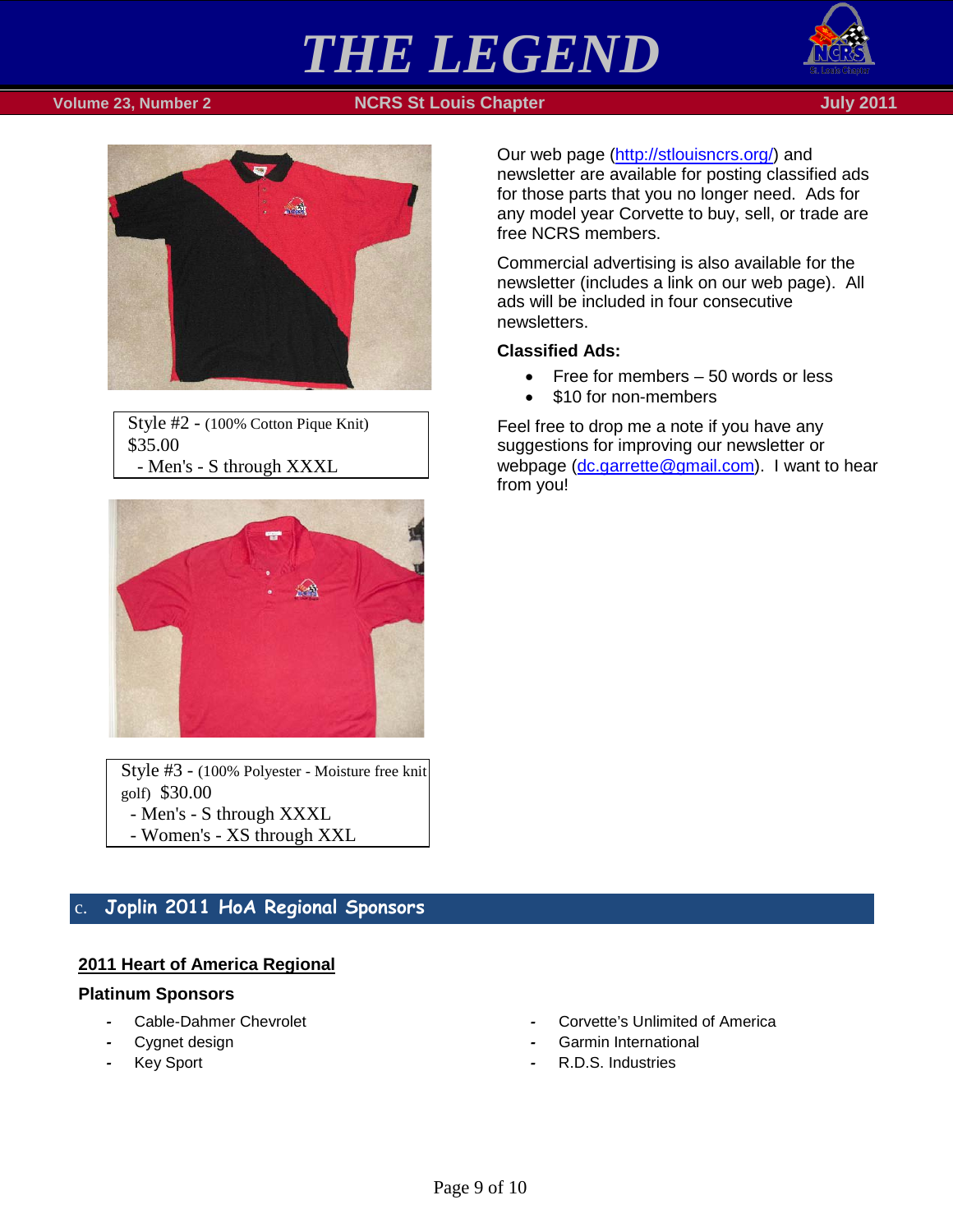Style #2 - (100% Cotton Pique Knit)
$35.00
- Men's - S through XXXL

Style #3 - (100% Polyester - Moisture free knit golf) $30.00
- Men's - S through XXXL
- Women's - XS through XXL

Our web page (http://stlouisncrs.org/) and newsletter are available for posting classified ads for those parts that you no longer need. Ads for any model year Corvette to buy, sell, or trade are free NCRS members.

Commercial advertising is also available for the newsletter (includes a link on our web page). All ads will be included in four consecutive newsletters.

**Classified Ads:**

- Free for members – 50 words or less
- $10 for non-members

Feel free to drop me a note if you have any suggestions for improving our newsletter or webpage (dc.garrette@gmail.com). I want to hear from you!

## C. Joplin 2011 HoA Regional Sponsors

### 2011 Heart of America Regional

**Platinum Sponsors**

- Cable-Dahmer Chevrolet
- Cygnet design
- Key Sport
- Corvette's Unlimited of America
- Garmin International
- R.D.S. Industries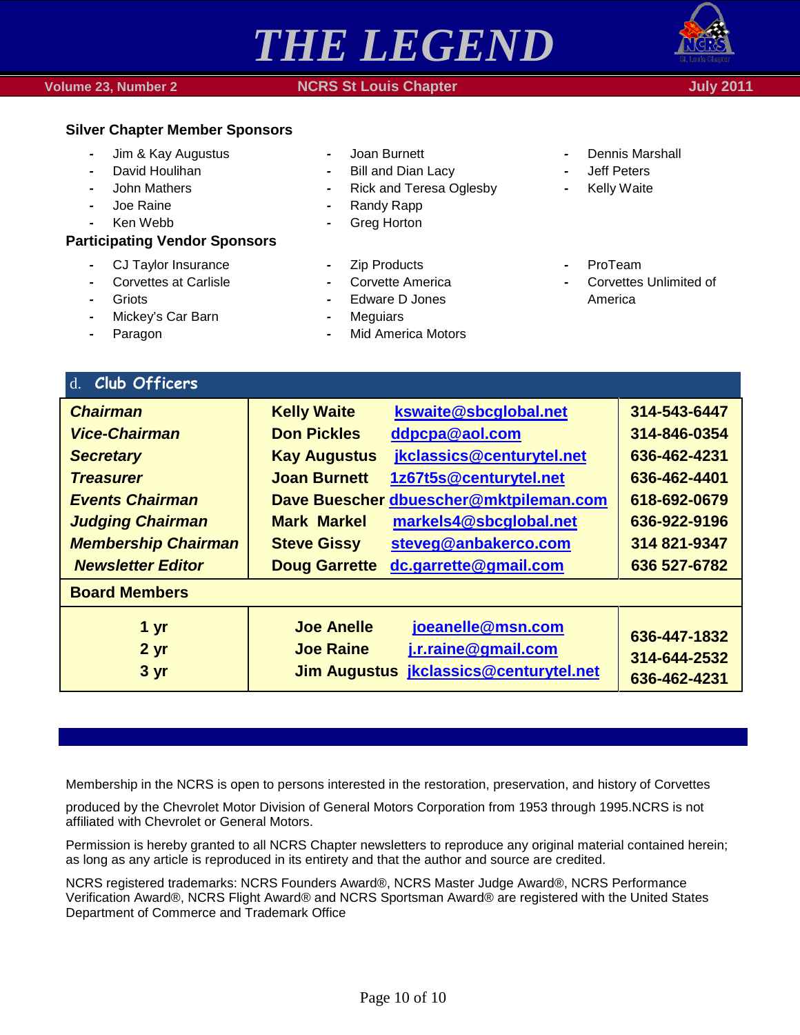# THE LEGEND

Volume 23, Number 2 | NCRS St Louis Chapter | July 2011

### Silver Chapter Member Sponsors

- Jim & Kay Augustus
- David Houlihan
- John Mathers
- Joe Raine
- Ken Webb
- Joan Burnett
- Bill and Dian Lacy
- Rick and Teresa Oglesby
- Randy Rapp
- Greg Horton
- Dennis Marshall
- Jeff Peters
- Kelly Waite

### Participating Vendor Sponsors

- CJ Taylor Insurance
- Corvettes at Carlisle
- Griots
- Mickey's Car Barn
- Paragon
- Zip Products
- Corvette America
- Edware D Jones
- Meguiars
- Mid America Motors
- ProTeam
- Corvettes Unlimited of America

### d. Club Officers

| | | | |
|---|---|---|---|
| ***Chairman*** | **Kelly Waite** | **kswaite@sbcglobal.net** | **314-543-6447** |
| ***Vice-Chairman*** | **Don Pickles** | **ddpcpa@aol.com** | **314-846-0354** |
| ***Secretary*** | **Kay Augustus** | **jkclassics@centurytel.net** | **636-462-4231** |
| ***Treasurer*** | **Joan Burnett** | **1z67t5s@centurytel.net** | **636-462-4401** |
| ***Events Chairman*** | **Dave Buescher** | **dbuescher@mktpileman.com** | **618-692-0679** |
| ***Judging Chairman*** | **Mark Markel** | **markels4@sbcglobal.net** | **636-922-9196** |
| ***Membership Chairman*** | **Steve Gissy** | **steveg@anbakerco.com** | **314 821-9347** |
| ***Newsletter Editor*** | **Doug Garrette** | **dc.garrette@gmail.com** | **636 527-6782** |
| **Board Members** | | | |
| **1 yr** | **Joe Anelle** | **joeanelle@msn.com** | **636-447-1832** |
| **2 yr** | **Joe Raine** | **j.r.raine@gmail.com** | **314-644-2532** |
| **3 yr** | **Jim Augustus** | **jkclassics@centurytel.net** | **636-462-4231** |

Membership in the NCRS is open to persons interested in the restoration, preservation, and history of Corvettes

produced by the Chevrolet Motor Division of General Motors Corporation from 1953 through 1995.NCRS is not affiliated with Chevrolet or General Motors.

Permission is hereby granted to all NCRS Chapter newsletters to reproduce any original material contained herein; as long as any article is reproduced in its entirety and that the author and source are credited.

NCRS registered trademarks: NCRS Founders Award®, NCRS Master Judge Award®, NCRS Performance Verification Award®, NCRS Flight Award® and NCRS Sportsman Award® are registered with the United States Department of Commerce and Trademark Office